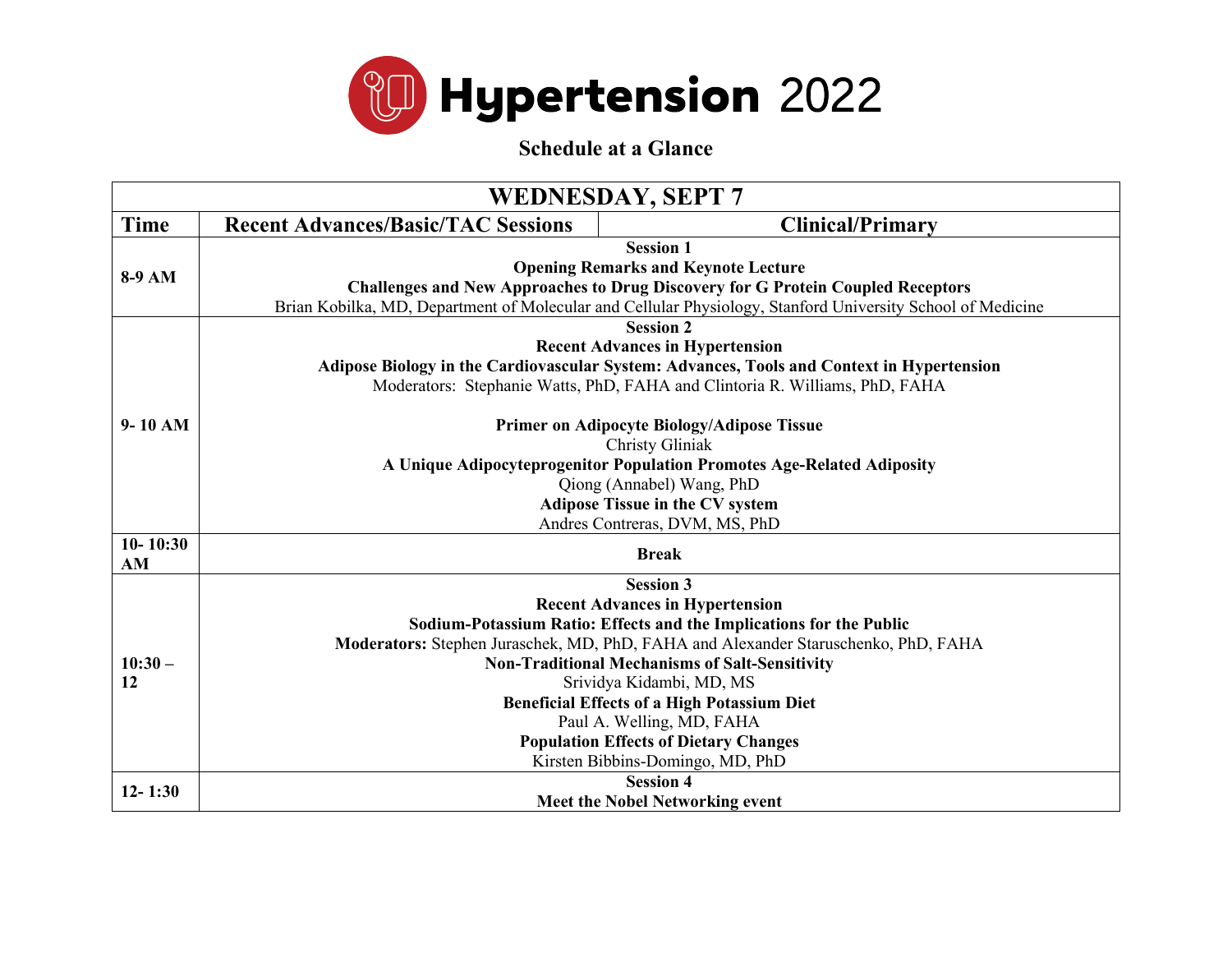# Hypertension 2022

**Schedule at a Glance**

| WEDNESDAY, SEPT 7 | | |
|---|---|---|
| **Time** | **Recent Advances/Basic/TAC Sessions** | **Clinical/Primary** |
| **8-9 AM** | **Session 1**<br>**Opening Remarks and Keynote Lecture**<br>**Challenges and New Approaches to Drug Discovery for G Protein Coupled Receptors**<br>Brian Kobilka, MD, Department of Molecular and Cellular Physiology, Stanford University School of Medicine | |
| **9- 10 AM** | **Session 2**<br>**Recent Advances in Hypertension**<br>**Adipose Biology in the Cardiovascular System: Advances, Tools and Context in Hypertension**<br>Moderators: Stephanie Watts, PhD, FAHA and Clintoria R. Williams, PhD, FAHA<br><br>**Primer on Adipocyte Biology/Adipose Tissue**<br>Christy Gliniak<br>**A Unique Adipocyteprogenitor Population Promotes Age-Related Adiposity**<br>Qiong (Annabel) Wang, PhD<br>**Adipose Tissue in the CV system**<br>Andres Contreras, DVM, MS, PhD | |
| **10- 10:30 AM** | **Break** | |
| **10:30 – 12** | **Session 3**<br>**Recent Advances in Hypertension**<br>**Sodium-Potassium Ratio: Effects and the Implications for the Public**<br>**Moderators:** Stephen Juraschek, MD, PhD, FAHA and Alexander Staruschenko, PhD, FAHA<br>**Non-Traditional Mechanisms of Salt-Sensitivity**<br>Srividya Kidambi, MD, MS<br>**Beneficial Effects of a High Potassium Diet**<br>Paul A. Welling, MD, FAHA<br>**Population Effects of Dietary Changes**<br>Kirsten Bibbins-Domingo, MD, PhD | |
| **12- 1:30** | **Session 4**<br>**Meet the Nobel Networking event** | |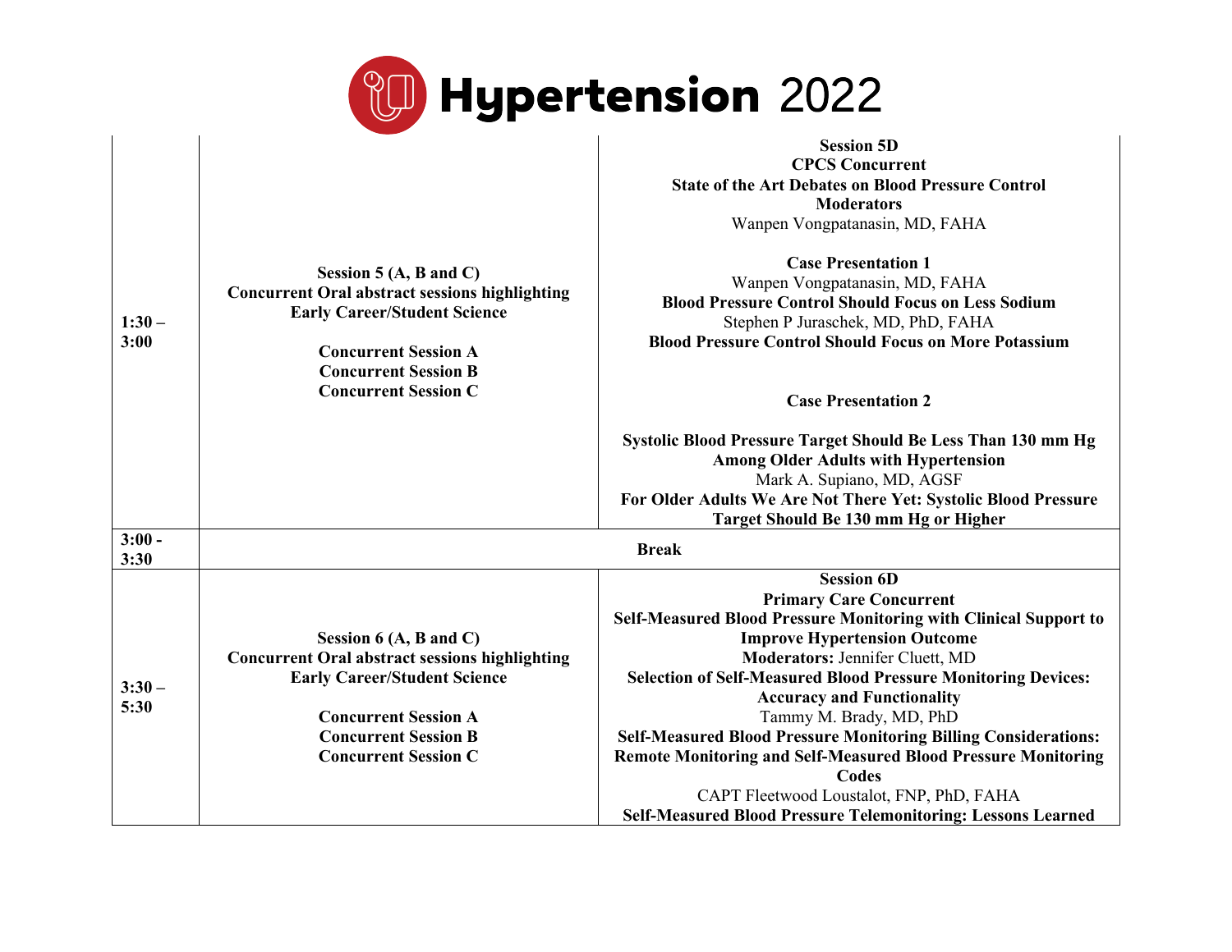# Hypertension 2022

| | | |
|---|---|---|
| **1:30 – 3:00** | **Session 5 (A, B and C)**<br>**Concurrent Oral abstract sessions highlighting Early Career/Student Science**<br><br>**Concurrent Session A**<br>**Concurrent Session B**<br>**Concurrent Session C** | **Session 5D**<br>**CPCS Concurrent**<br>**State of the Art Debates on Blood Pressure Control**<br>**Moderators**<br>Wanpen Vongpatanasin, MD, FAHA<br><br>**Case Presentation 1**<br>Wanpen Vongpatanasin, MD, FAHA<br>**Blood Pressure Control Should Focus on Less Sodium**<br>Stephen P Juraschek, MD, PhD, FAHA<br>**Blood Pressure Control Should Focus on More Potassium**<br><br>**Case Presentation 2**<br><br>**Systolic Blood Pressure Target Should Be Less Than 130 mm Hg Among Older Adults with Hypertension**<br>Mark A. Supiano, MD, AGSF<br>**For Older Adults We Are Not There Yet: Systolic Blood Pressure Target Should Be 130 mm Hg or Higher** |
| **3:00 - 3:30** | **Break** | |
| **3:30 – 5:30** | **Session 6 (A, B and C)**<br>**Concurrent Oral abstract sessions highlighting Early Career/Student Science**<br><br>**Concurrent Session A**<br>**Concurrent Session B**<br>**Concurrent Session C** | **Session 6D**<br>**Primary Care Concurrent**<br>**Self-Measured Blood Pressure Monitoring with Clinical Support to Improve Hypertension Outcome**<br>**Moderators:** Jennifer Cluett, MD<br>**Selection of Self-Measured Blood Pressure Monitoring Devices: Accuracy and Functionality**<br>Tammy M. Brady, MD, PhD<br>**Self-Measured Blood Pressure Monitoring Billing Considerations: Remote Monitoring and Self-Measured Blood Pressure Monitoring Codes**<br>CAPT Fleetwood Loustalot, FNP, PhD, FAHA<br>**Self-Measured Blood Pressure Telemonitoring: Lessons Learned** |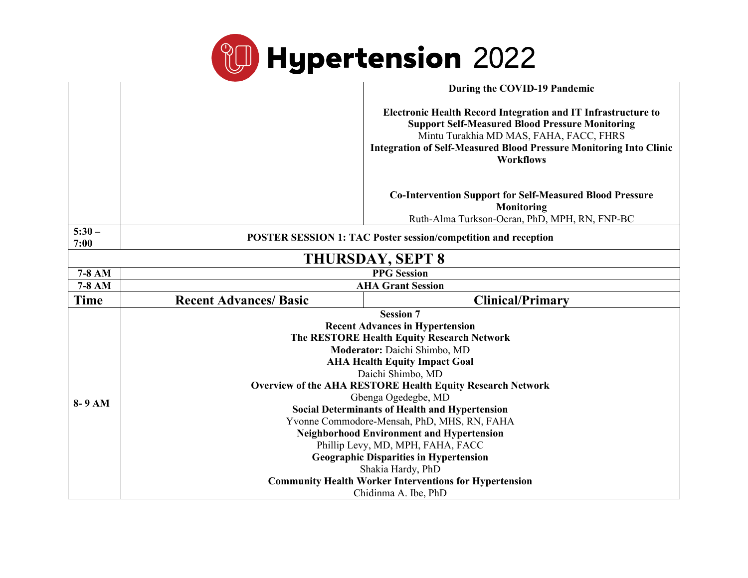| | | |
|---|---|---|
| | | **During the COVID-19 Pandemic**<br><br>**Electronic Health Record Integration and IT Infrastructure to Support Self-Measured Blood Pressure Monitoring**<br>Mintu Turakhia MD MAS, FAHA, FACC, FHRS<br>**Integration of Self-Measured Blood Pressure Monitoring Into Clinic Workflows**<br><br>**Co-Intervention Support for Self-Measured Blood Pressure Monitoring**<br>Ruth-Alma Turkson-Ocran, PhD, MPH, RN, FNP-BC |
| **5:30 – 7:00** | **POSTER SESSION 1: TAC Poster session/competition and reception** | |
| | **THURSDAY, SEPT 8** | |
| **7-8 AM** | **PPG Session** | |
| **7-8 AM** | **AHA Grant Session** | |
| **Time** | **Recent Advances/ Basic** | **Clinical/Primary** |
| **8- 9 AM** | **Session 7**<br>**Recent Advances in Hypertension**<br>**The RESTORE Health Equity Research Network**<br>**Moderator:** Daichi Shimbo, MD<br>**AHA Health Equity Impact Goal**<br>Daichi Shimbo, MD<br>**Overview of the AHA RESTORE Health Equity Research Network**<br>Gbenga Ogedegbe, MD<br>**Social Determinants of Health and Hypertension**<br>Yvonne Commodore-Mensah, PhD, MHS, RN, FAHA<br>**Neighborhood Environment and Hypertension**<br>Phillip Levy, MD, MPH, FAHA, FACC<br>**Geographic Disparities in Hypertension**<br>Shakia Hardy, PhD<br>**Community Health Worker Interventions for Hypertension**<br>Chidinma A. Ibe, PhD | |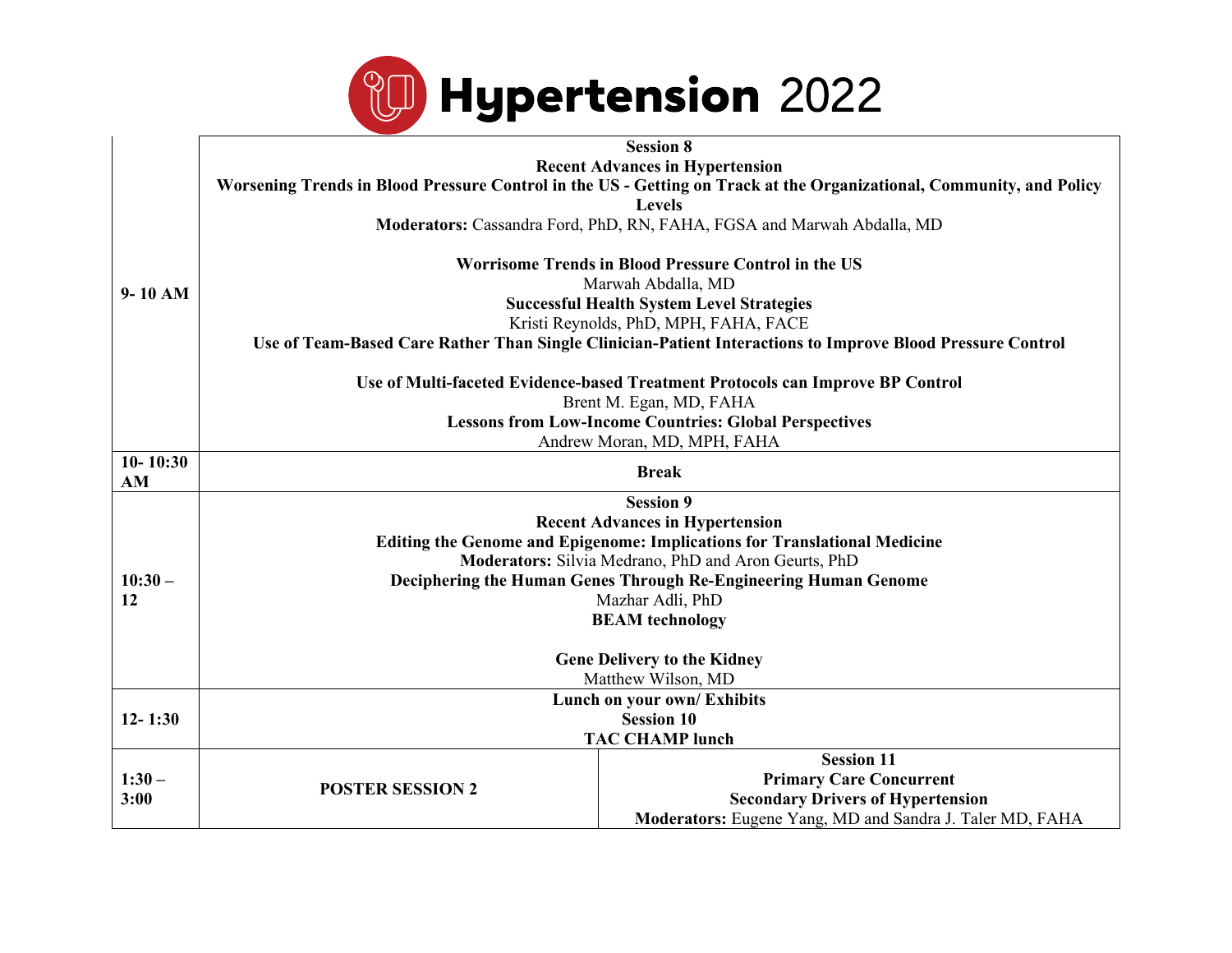# Hypertension 2022

| | | |
|---|---|---|
| 9- 10 AM | **Session 8**<br>**Recent Advances in Hypertension**<br>**Worsening Trends in Blood Pressure Control in the US - Getting on Track at the Organizational, Community, and Policy Levels**<br>**Moderators:** Cassandra Ford, PhD, RN, FAHA, FGSA and Marwah Abdalla, MD<br><br>**Worrisome Trends in Blood Pressure Control in the US**<br>Marwah Abdalla, MD<br>**Successful Health System Level Strategies**<br>Kristi Reynolds, PhD, MPH, FAHA, FACE<br>**Use of Team-Based Care Rather Than Single Clinician-Patient Interactions to Improve Blood Pressure Control**<br><br>**Use of Multi-faceted Evidence-based Treatment Protocols can Improve BP Control**<br>Brent M. Egan, MD, FAHA<br>**Lessons from Low-Income Countries: Global Perspectives**<br>Andrew Moran, MD, MPH, FAHA | |
| 10- 10:30 AM | **Break** | |
| 10:30 – 12 | **Session 9**<br>**Recent Advances in Hypertension**<br>**Editing the Genome and Epigenome: Implications for Translational Medicine**<br>**Moderators:** Silvia Medrano, PhD and Aron Geurts, PhD<br>**Deciphering the Human Genes Through Re-Engineering Human Genome**<br>Mazhar Adli, PhD<br>**BEAM technology**<br><br>**Gene Delivery to the Kidney**<br>Matthew Wilson, MD | |
| 12- 1:30 | **Lunch on your own/ Exhibits**<br>**Session 10**<br>**TAC CHAMP lunch** | |
| 1:30 – 3:00 | **POSTER SESSION 2** | **Session 11**<br>**Primary Care Concurrent**<br>**Secondary Drivers of Hypertension**<br>**Moderators:** Eugene Yang, MD and Sandra J. Taler MD, FAHA |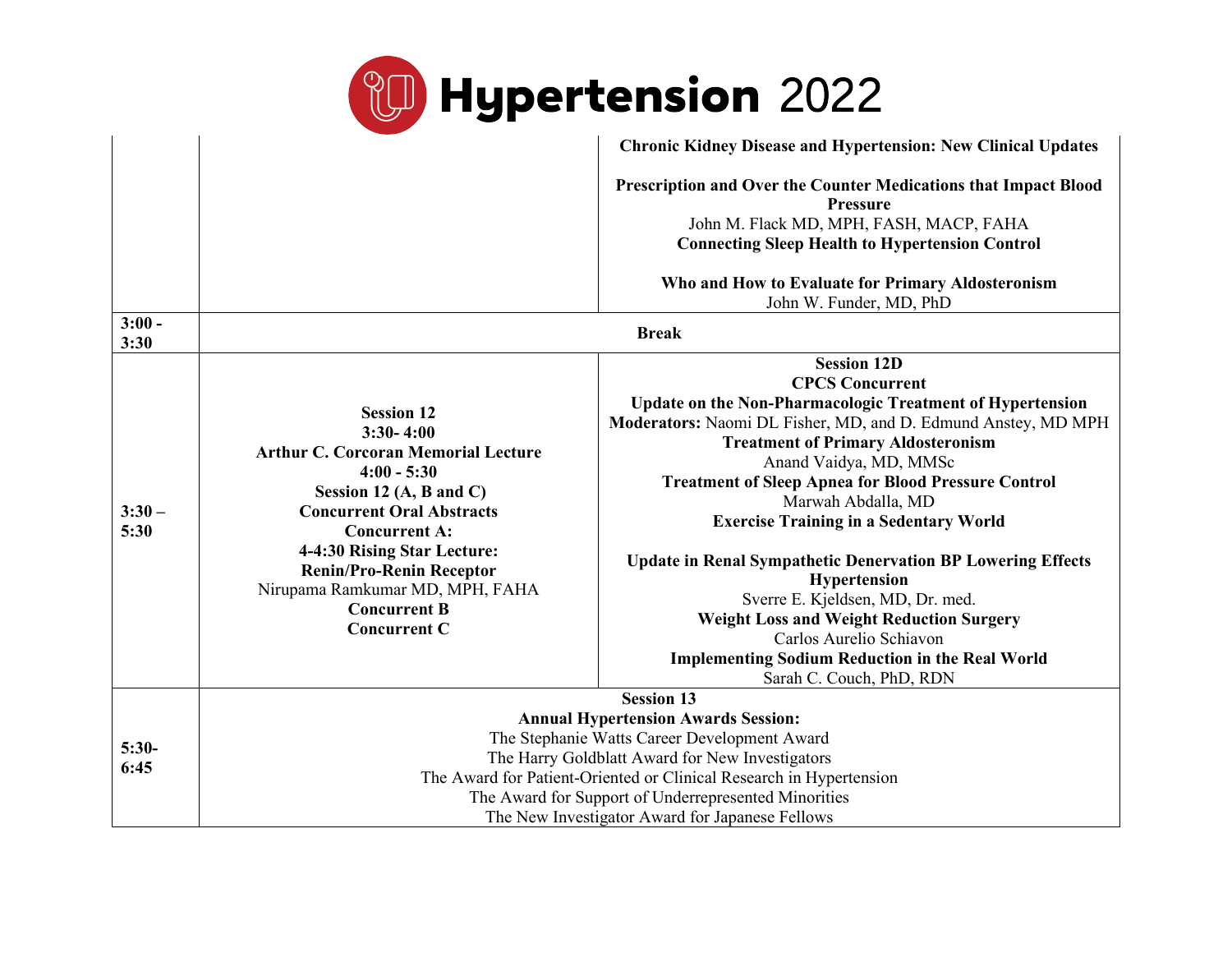# Hypertension 2022

| | | |
|---|---|---|
| | | **Chronic Kidney Disease and Hypertension: New Clinical Updates**<br><br>**Prescription and Over the Counter Medications that Impact Blood Pressure**<br>John M. Flack MD, MPH, FASH, MACP, FAHA<br>**Connecting Sleep Health to Hypertension Control**<br><br>**Who and How to Evaluate for Primary Aldosteronism**<br>John W. Funder, MD, PhD |
| **3:00 - 3:30** | **Break** | |
| **3:30 – 5:30** | **Session 12**<br>**3:30- 4:00**<br>**Arthur C. Corcoran Memorial Lecture**<br>**4:00 - 5:30**<br>**Session 12 (A, B and C)**<br>**Concurrent Oral Abstracts**<br>**Concurrent A:**<br>**4-4:30 Rising Star Lecture: Renin/Pro-Renin Receptor**<br>Nirupama Ramkumar MD, MPH, FAHA<br>**Concurrent B**<br>**Concurrent C** | **Session 12D**<br>**CPCS Concurrent**<br>**Update on the Non-Pharmacologic Treatment of Hypertension**<br>**Moderators:** Naomi DL Fisher, MD, and D. Edmund Anstey, MD MPH<br>**Treatment of Primary Aldosteronism**<br>Anand Vaidya, MD, MMSc<br>**Treatment of Sleep Apnea for Blood Pressure Control**<br>Marwah Abdalla, MD<br>**Exercise Training in a Sedentary World**<br><br>**Update in Renal Sympathetic Denervation BP Lowering Effects Hypertension**<br>Sverre E. Kjeldsen, MD, Dr. med.<br>**Weight Loss and Weight Reduction Surgery**<br>Carlos Aurelio Schiavon<br>**Implementing Sodium Reduction in the Real World**<br>Sarah C. Couch, PhD, RDN |
| **5:30- 6:45** | **Session 13**<br>**Annual Hypertension Awards Session:**<br>The Stephanie Watts Career Development Award<br>The Harry Goldblatt Award for New Investigators<br>The Award for Patient-Oriented or Clinical Research in Hypertension<br>The Award for Support of Underrepresented Minorities<br>The New Investigator Award for Japanese Fellows | |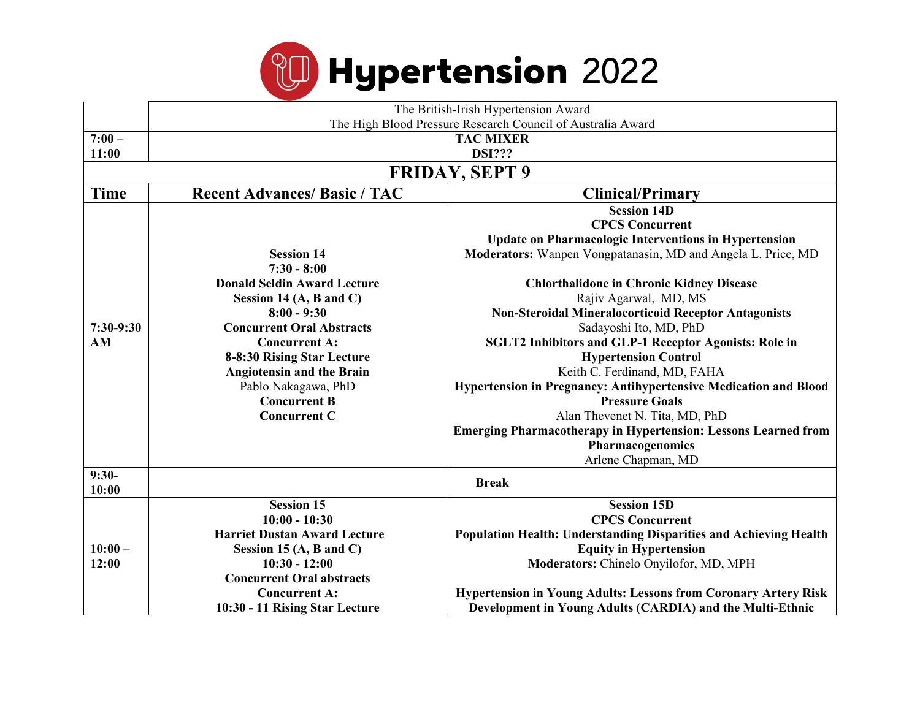# Hypertension 2022

| | | |
|---|---|---|
| | The British-Irish Hypertension Award<br>The High Blood Pressure Research Council of Australia Award | |
| **7:00 – 11:00** | **TAC MIXER**<br>**DSI???** | |
| | **FRIDAY, SEPT 9** | |
| **Time** | **Recent Advances/ Basic / TAC** | **Clinical/Primary** |
| **7:30-9:30 AM** | **Session 14**<br>**7:30 - 8:00**<br>**Donald Seldin Award Lecture**<br>**Session 14 (A, B and C)**<br>**8:00 - 9:30**<br>**Concurrent Oral Abstracts**<br>**Concurrent A:**<br>**8-8:30 Rising Star Lecture**<br>**Angiotensin and the Brain**<br>Pablo Nakagawa, PhD<br>**Concurrent B**<br>**Concurrent C** | **Session 14D**<br>**CPCS Concurrent**<br>**Update on Pharmacologic Interventions in Hypertension**<br>**Moderators:** Wanpen Vongpatanasin, MD and Angela L. Price, MD<br><br>**Chlorthalidone in Chronic Kidney Disease**<br>Rajiv Agarwal, MD, MS<br>**Non-Steroidal Mineralocorticoid Receptor Antagonists**<br>Sadayoshi Ito, MD, PhD<br>**SGLT2 Inhibitors and GLP-1 Receptor Agonists: Role in Hypertension Control**<br>Keith C. Ferdinand, MD, FAHA<br>**Hypertension in Pregnancy: Antihypertensive Medication and Blood Pressure Goals**<br>Alan Thevenet N. Tita, MD, PhD<br>**Emerging Pharmacotherapy in Hypertension: Lessons Learned from Pharmacogenomics**<br>Arlene Chapman, MD |
| **9:30- 10:00** | **Break** | |
| **10:00 – 12:00** | **Session 15**<br>**10:00 - 10:30**<br>**Harriet Dustan Award Lecture**<br>**Session 15 (A, B and C)**<br>**10:30 - 12:00**<br>**Concurrent Oral abstracts**<br>**Concurrent A:**<br>**10:30 - 11 Rising Star Lecture** | **Session 15D**<br>**CPCS Concurrent**<br>**Population Health: Understanding Disparities and Achieving Health Equity in Hypertension**<br>**Moderators:** Chinelo Onyilofor, MD, MPH<br><br>**Hypertension in Young Adults: Lessons from Coronary Artery Risk Development in Young Adults (CARDIA) and the Multi-Ethnic** |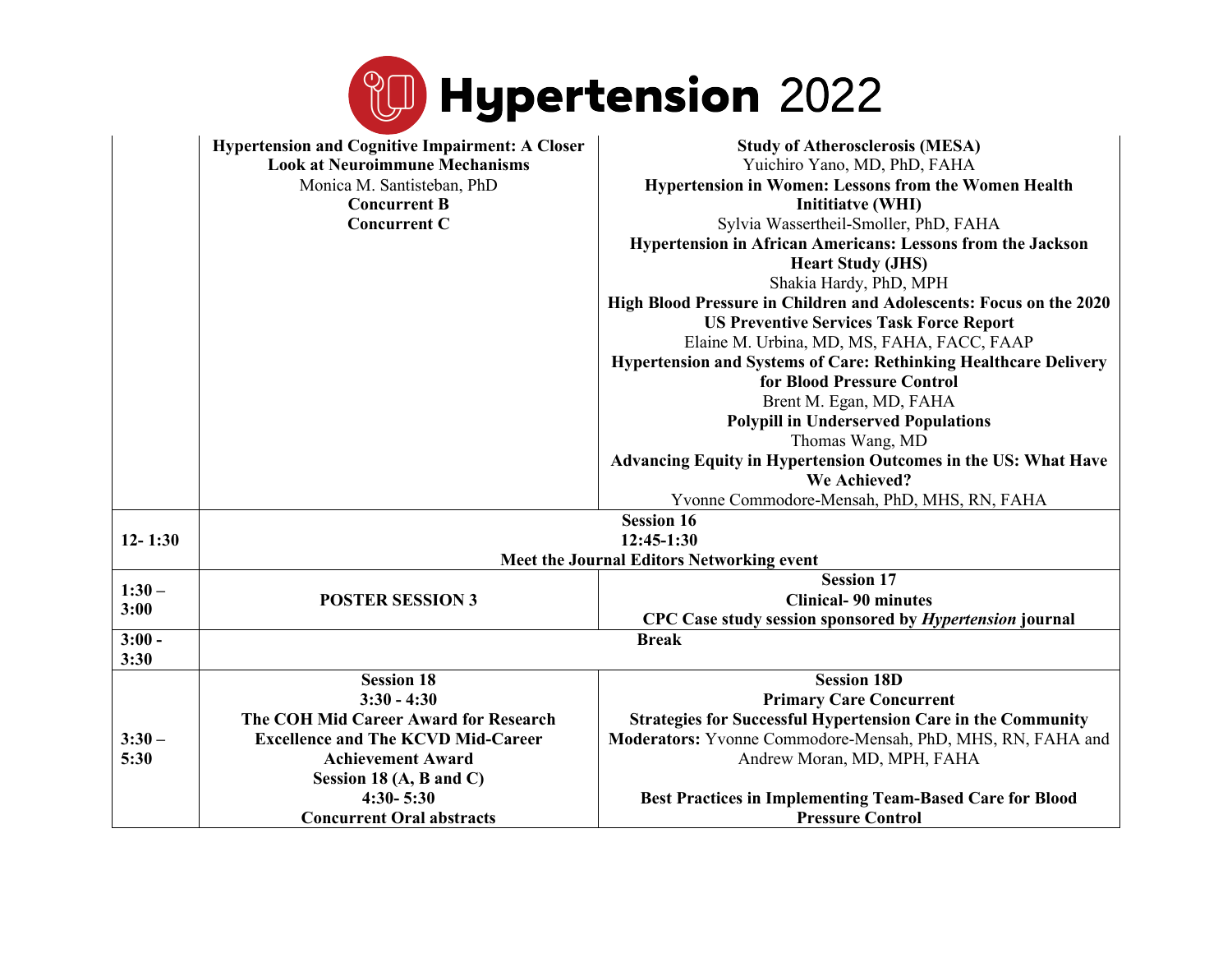| | | |
|---|---|---|
| | **Hypertension and Cognitive Impairment: A Closer Look at Neuroimmune Mechanisms**<br>Monica M. Santisteban, PhD<br>**Concurrent B**<br>**Concurrent C** | **Study of Atherosclerosis (MESA)**<br>Yuichiro Yano, MD, PhD, FAHA<br>**Hypertension in Women: Lessons from the Women Health Inititiatve (WHI)**<br>Sylvia Wassertheil-Smoller, PhD, FAHA<br>**Hypertension in African Americans: Lessons from the Jackson Heart Study (JHS)**<br>Shakia Hardy, PhD, MPH<br>**High Blood Pressure in Children and Adolescents: Focus on the 2020 US Preventive Services Task Force Report**<br>Elaine M. Urbina, MD, MS, FAHA, FACC, FAAP<br>**Hypertension and Systems of Care: Rethinking Healthcare Delivery for Blood Pressure Control**<br>Brent M. Egan, MD, FAHA<br>**Polypill in Underserved Populations**<br>Thomas Wang, MD<br>**Advancing Equity in Hypertension Outcomes in the US: What Have We Achieved?**<br>Yvonne Commodore-Mensah, PhD, MHS, RN, FAHA |
| **12- 1:30** | **Session 16**<br>**12:45-1:30**<br>**Meet the Journal Editors Networking event** | |
| **1:30 – 3:00** | **POSTER SESSION 3** | **Session 17**<br>**Clinical- 90 minutes**<br>**CPC Case study session sponsored by *Hypertension* journal** |
| **3:00 - 3:30** | **Break** | |
| **3:30 – 5:30** | **Session 18**<br>**3:30 - 4:30**<br>**The COH Mid Career Award for Research Excellence and The KCVD Mid-Career Achievement Award**<br>**Session 18 (A, B and C)**<br>**4:30- 5:30**<br>**Concurrent Oral abstracts** | **Session 18D**<br>**Primary Care Concurrent**<br>**Strategies for Successful Hypertension Care in the Community**<br>**Moderators:** Yvonne Commodore-Mensah, PhD, MHS, RN, FAHA and Andrew Moran, MD, MPH, FAHA<br><br>**Best Practices in Implementing Team-Based Care for Blood Pressure Control** |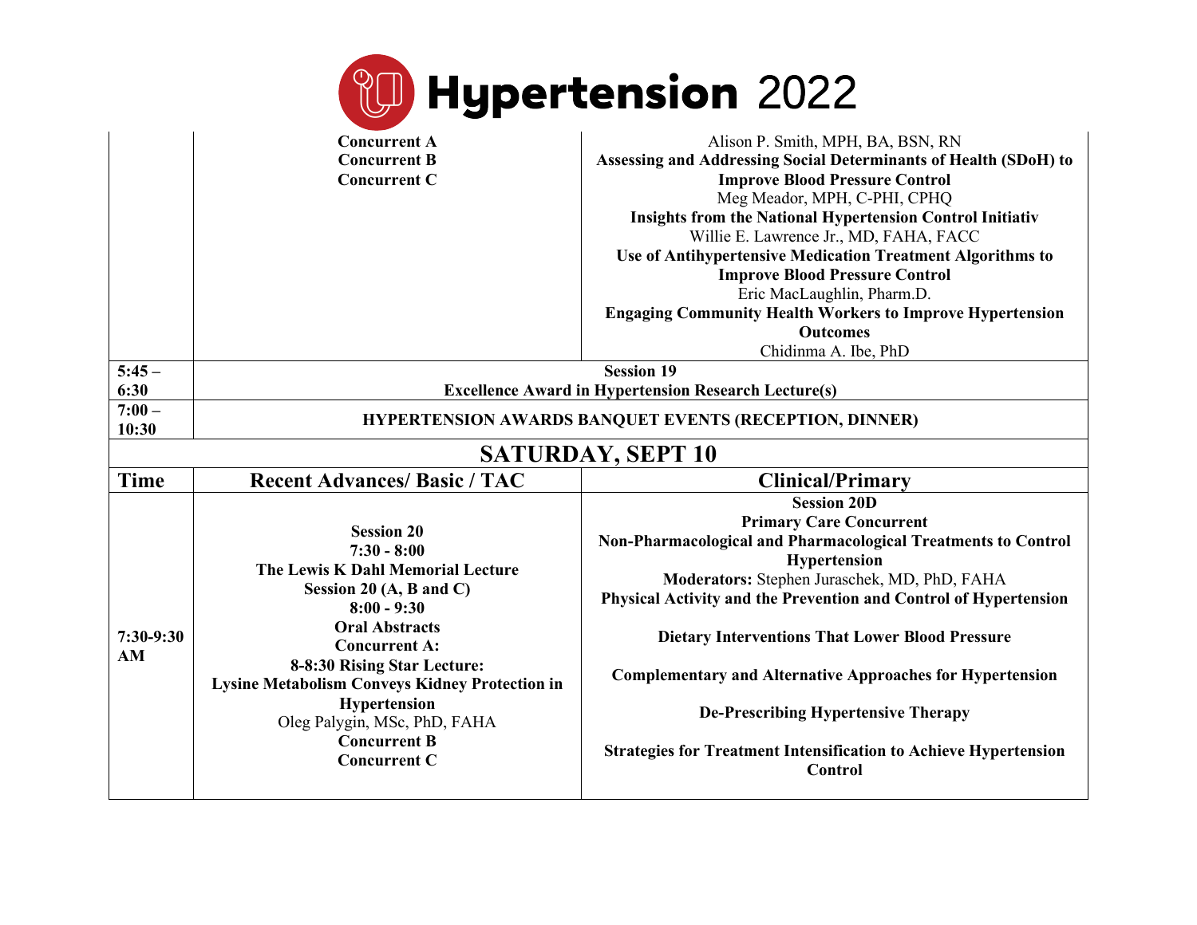| | | |
|---|---|---|
| | **Concurrent A**<br>**Concurrent B**<br>**Concurrent C** | Alison P. Smith, MPH, BA, BSN, RN<br>**Assessing and Addressing Social Determinants of Health (SDoH) to Improve Blood Pressure Control**<br>Meg Meador, MPH, C-PHI, CPHQ<br>**Insights from the National Hypertension Control Initiativ**<br>Willie E. Lawrence Jr., MD, FAHA, FACC<br>**Use of Antihypertensive Medication Treatment Algorithms to Improve Blood Pressure Control**<br>Eric MacLaughlin, Pharm.D.<br>**Engaging Community Health Workers to Improve Hypertension Outcomes**<br>Chidinma A. Ibe, PhD |
| **5:45 – 6:30** | **Session 19**<br>**Excellence Award in Hypertension Research Lecture(s)** | |
| **7:00 – 10:30** | **HYPERTENSION AWARDS BANQUET EVENTS (RECEPTION, DINNER)** | |

## SATURDAY, SEPT 10

| Time | Recent Advances/ Basic / TAC | Clinical/Primary |
|---|---|---|
| **7:30-9:30 AM** | **Session 20**<br>**7:30 - 8:00**<br>**The Lewis K Dahl Memorial Lecture**<br>**Session 20 (A, B and C)**<br>**8:00 - 9:30**<br>**Oral Abstracts**<br>**Concurrent A:**<br>**8-8:30 Rising Star Lecture:**<br>**Lysine Metabolism Conveys Kidney Protection in Hypertension**<br>Oleg Palygin, MSc, PhD, FAHA<br>**Concurrent B**<br>**Concurrent C** | **Session 20D**<br>**Primary Care Concurrent**<br>**Non-Pharmacological and Pharmacological Treatments to Control Hypertension**<br>**Moderators:** Stephen Juraschek, MD, PhD, FAHA<br>**Physical Activity and the Prevention and Control of Hypertension**<br>**Dietary Interventions That Lower Blood Pressure**<br>**Complementary and Alternative Approaches for Hypertension**<br>**De-Prescribing Hypertensive Therapy**<br>**Strategies for Treatment Intensification to Achieve Hypertension Control** |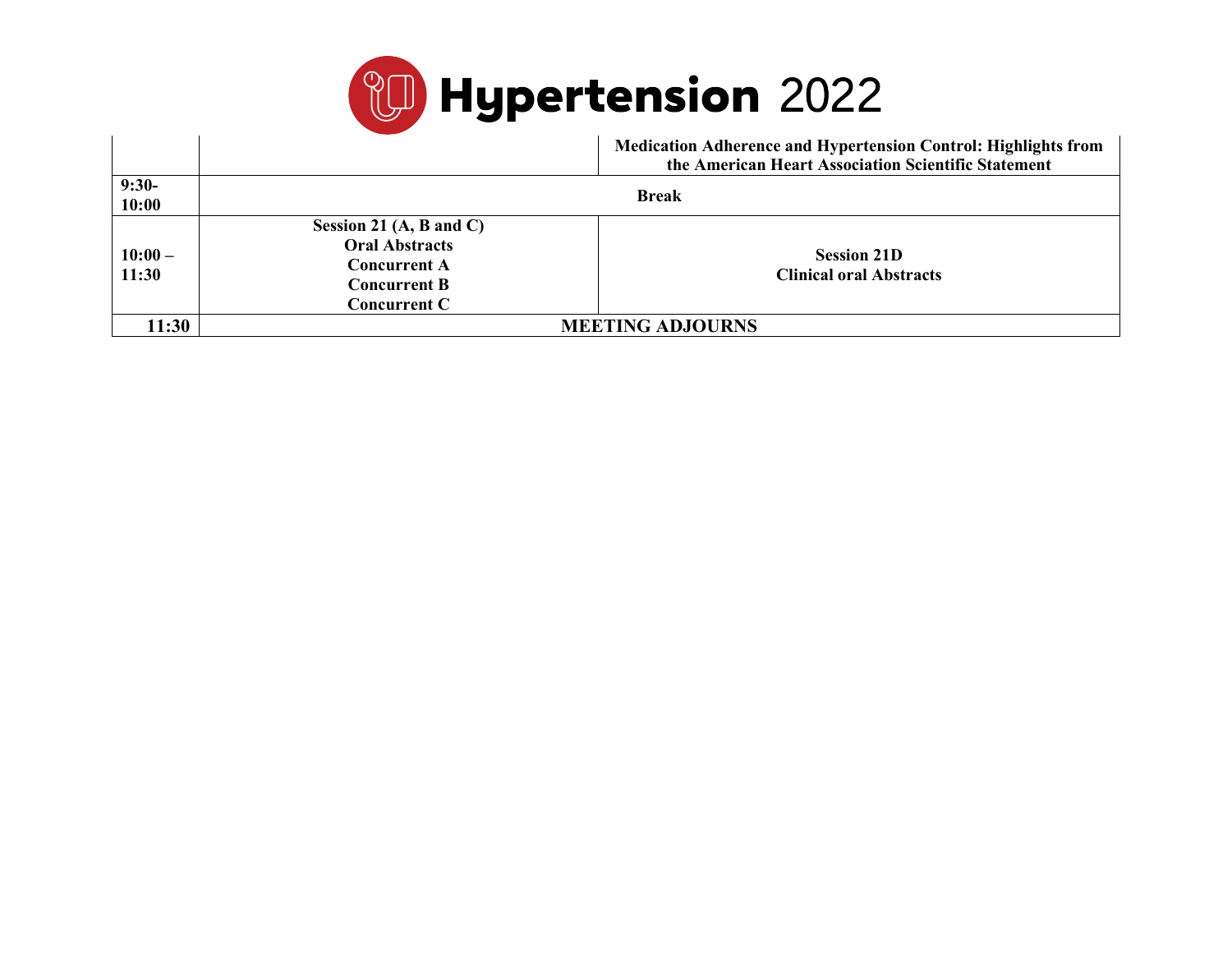| | | |
|---|---|---|
| | | **Medication Adherence and Hypertension Control: Highlights from the American Heart Association Scientific Statement** |
| **9:30-10:00** | **Break** | |
| **10:00 – 11:30** | **Session 21 (A, B and C)**<br>**Oral Abstracts**<br>**Concurrent A**<br>**Concurrent B**<br>**Concurrent C** | **Session 21D**<br>**Clinical oral Abstracts** |
| **11:30** | **MEETING ADJOURNS** | |